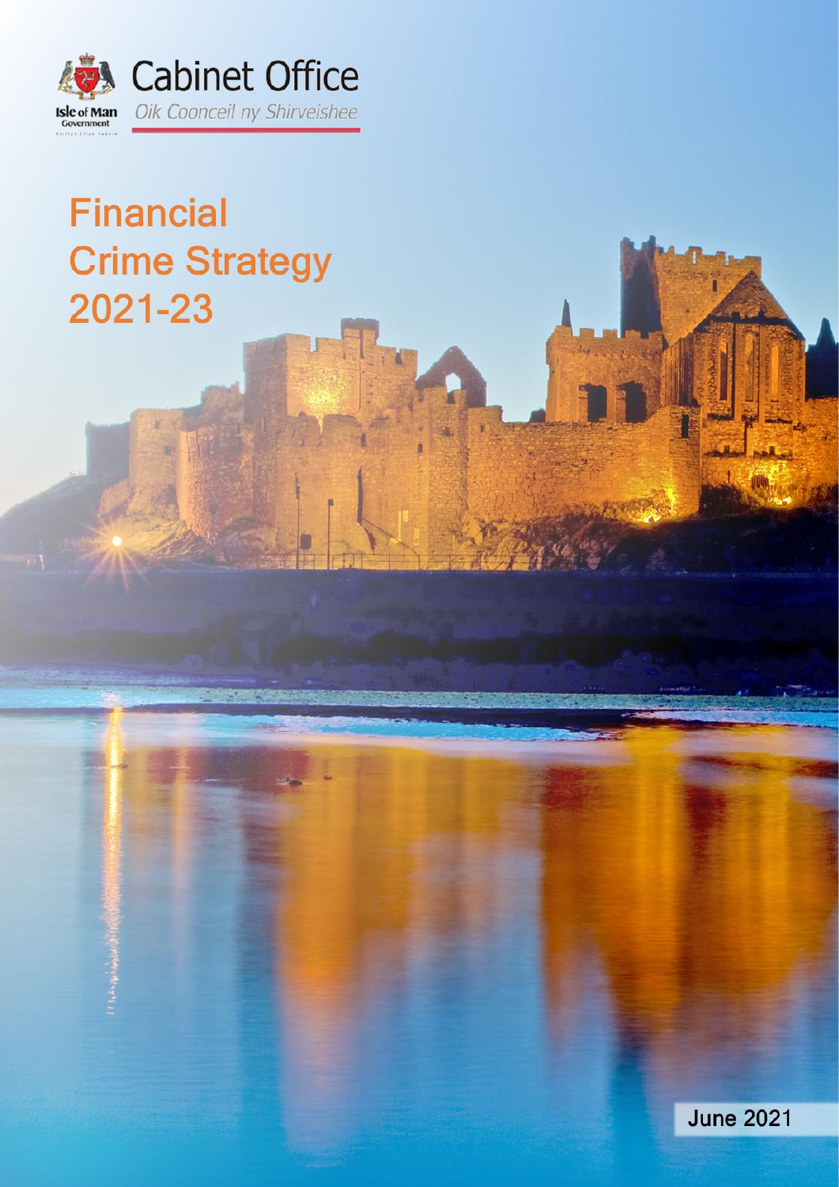Isle of Man Government

Cabinet Office

*Oik Coonceil ny Shirveishee*

# Financial Crime Strategy 2021-23

June 2021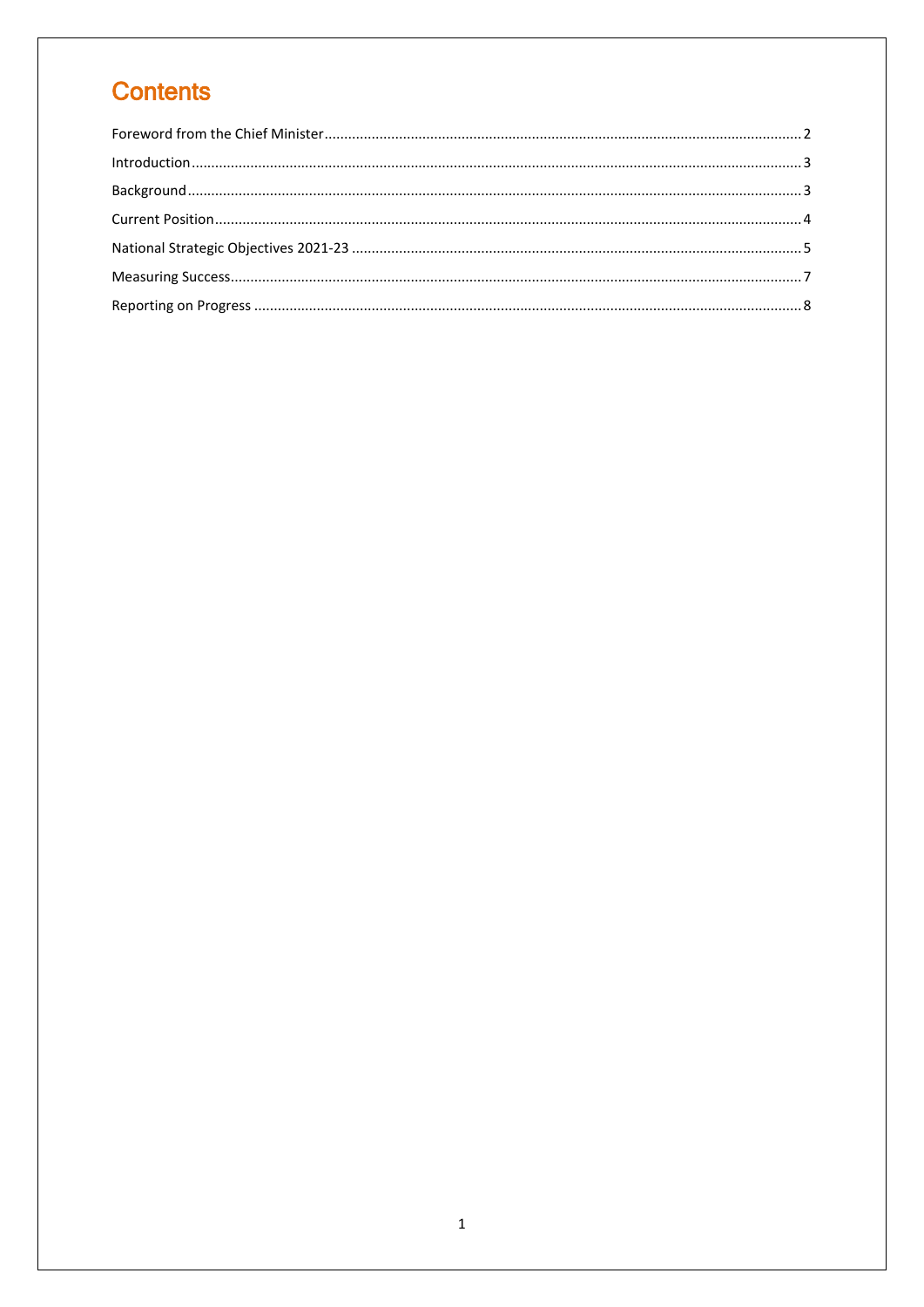# Contents

Foreword from the Chief Minister ........................................ 2

Introduction ........................................ 3

Background ........................................ 3

Current Position ........................................ 4

National Strategic Objectives 2021-23 ........................................ 5

Measuring Success ........................................ 7

Reporting on Progress ........................................ 8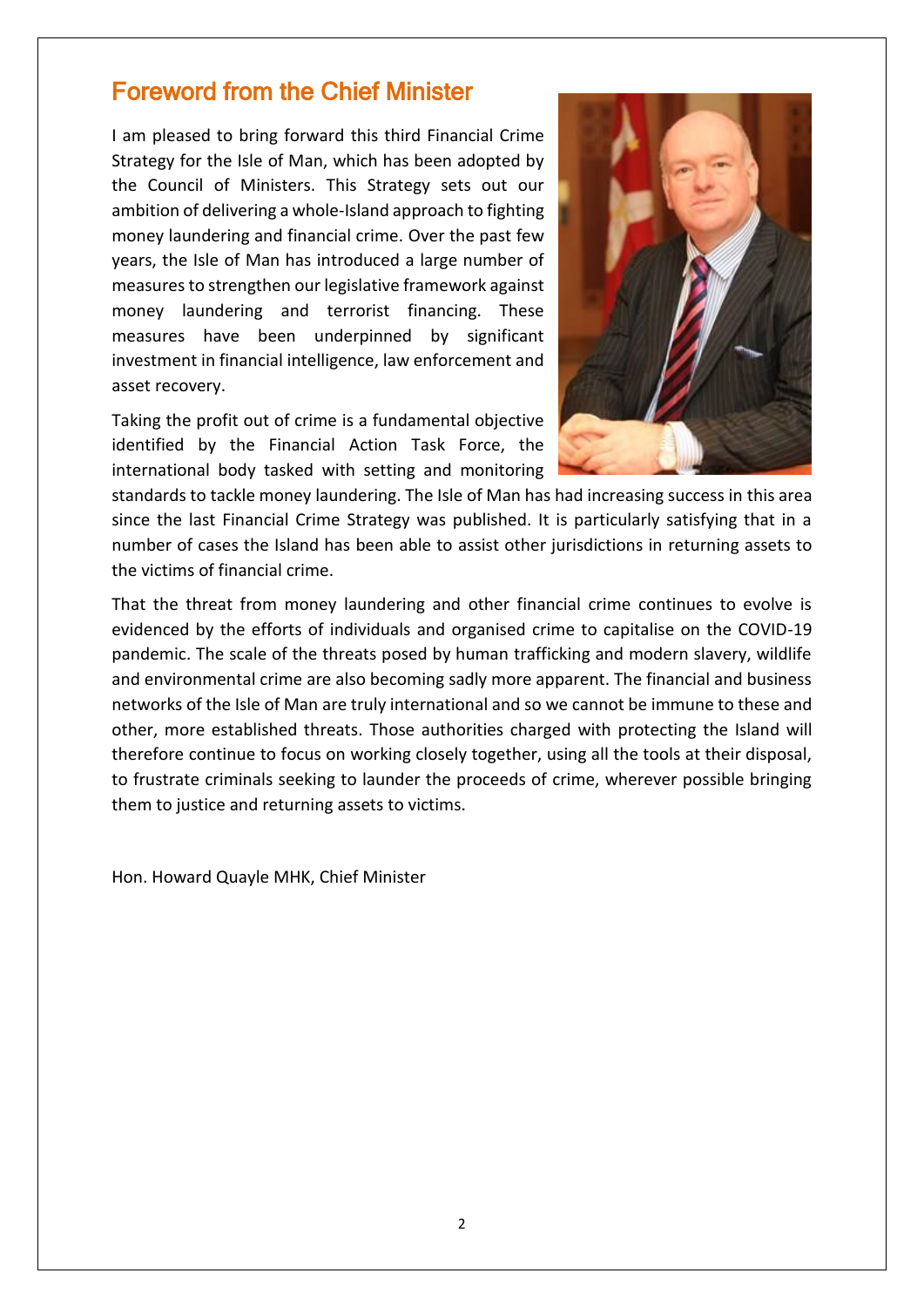# Foreword from the Chief Minister

I am pleased to bring forward this third Financial Crime Strategy for the Isle of Man, which has been adopted by the Council of Ministers. This Strategy sets out our ambition of delivering a whole-Island approach to fighting money laundering and financial crime. Over the past few years, the Isle of Man has introduced a large number of measures to strengthen our legislative framework against money laundering and terrorist financing. These measures have been underpinned by significant investment in financial intelligence, law enforcement and asset recovery.

Taking the profit out of crime is a fundamental objective identified by the Financial Action Task Force, the international body tasked with setting and monitoring standards to tackle money laundering. The Isle of Man has had increasing success in this area since the last Financial Crime Strategy was published. It is particularly satisfying that in a number of cases the Island has been able to assist other jurisdictions in returning assets to the victims of financial crime.

That the threat from money laundering and other financial crime continues to evolve is evidenced by the efforts of individuals and organised crime to capitalise on the COVID-19 pandemic. The scale of the threats posed by human trafficking and modern slavery, wildlife and environmental crime are also becoming sadly more apparent. The financial and business networks of the Isle of Man are truly international and so we cannot be immune to these and other, more established threats. Those authorities charged with protecting the Island will therefore continue to focus on working closely together, using all the tools at their disposal, to frustrate criminals seeking to launder the proceeds of crime, wherever possible bringing them to justice and returning assets to victims.

Hon. Howard Quayle MHK, Chief Minister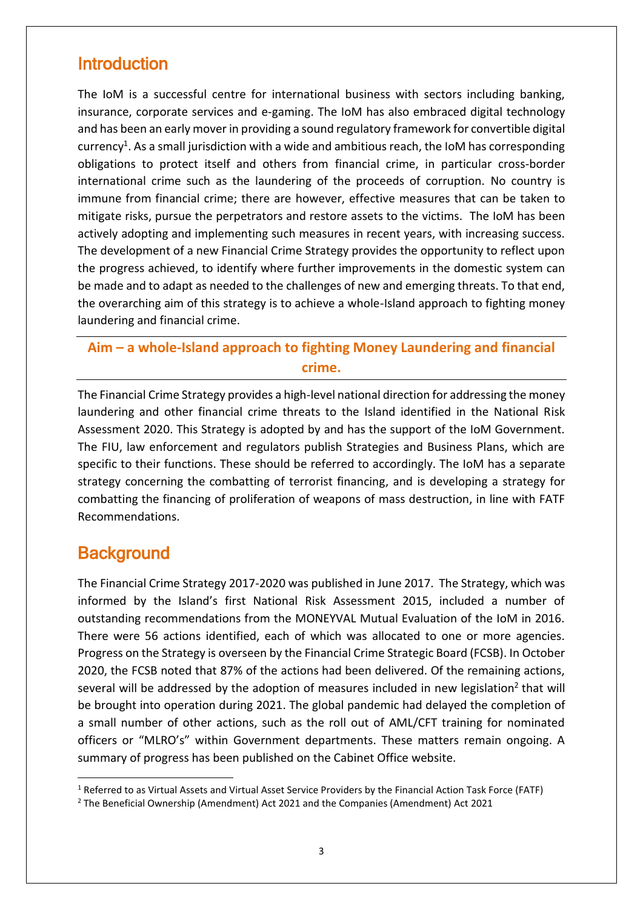## Introduction

The IoM is a successful centre for international business with sectors including banking, insurance, corporate services and e-gaming. The IoM has also embraced digital technology and has been an early mover in providing a sound regulatory framework for convertible digital currency[1]. As a small jurisdiction with a wide and ambitious reach, the IoM has corresponding obligations to protect itself and others from financial crime, in particular cross-border international crime such as the laundering of the proceeds of corruption. No country is immune from financial crime; there are however, effective measures that can be taken to mitigate risks, pursue the perpetrators and restore assets to the victims. The IoM has been actively adopting and implementing such measures in recent years, with increasing success. The development of a new Financial Crime Strategy provides the opportunity to reflect upon the progress achieved, to identify where further improvements in the domestic system can be made and to adapt as needed to the challenges of new and emerging threats. To that end, the overarching aim of this strategy is to achieve a whole-Island approach to fighting money laundering and financial crime.

---

**Aim – a whole-Island approach to fighting Money Laundering and financial crime.**

---

The Financial Crime Strategy provides a high-level national direction for addressing the money laundering and other financial crime threats to the Island identified in the National Risk Assessment 2020. This Strategy is adopted by and has the support of the IoM Government. The FIU, law enforcement and regulators publish Strategies and Business Plans, which are specific to their functions. These should be referred to accordingly. The IoM has a separate strategy concerning the combatting of terrorist financing, and is developing a strategy for combatting the financing of proliferation of weapons of mass destruction, in line with FATF Recommendations.

## Background

The Financial Crime Strategy 2017-2020 was published in June 2017. The Strategy, which was informed by the Island's first National Risk Assessment 2015, included a number of outstanding recommendations from the MONEYVAL Mutual Evaluation of the IoM in 2016. There were 56 actions identified, each of which was allocated to one or more agencies. Progress on the Strategy is overseen by the Financial Crime Strategic Board (FCSB). In October 2020, the FCSB noted that 87% of the actions had been delivered. Of the remaining actions, several will be addressed by the adoption of measures included in new legislation[2] that will be brought into operation during 2021. The global pandemic had delayed the completion of a small number of other actions, such as the roll out of AML/CFT training for nominated officers or "MLRO's" within Government departments. These matters remain ongoing. A summary of progress has been published on the Cabinet Office website.

---

[1] Referred to as Virtual Assets and Virtual Asset Service Providers by the Financial Action Task Force (FATF)

[2] The Beneficial Ownership (Amendment) Act 2021 and the Companies (Amendment) Act 2021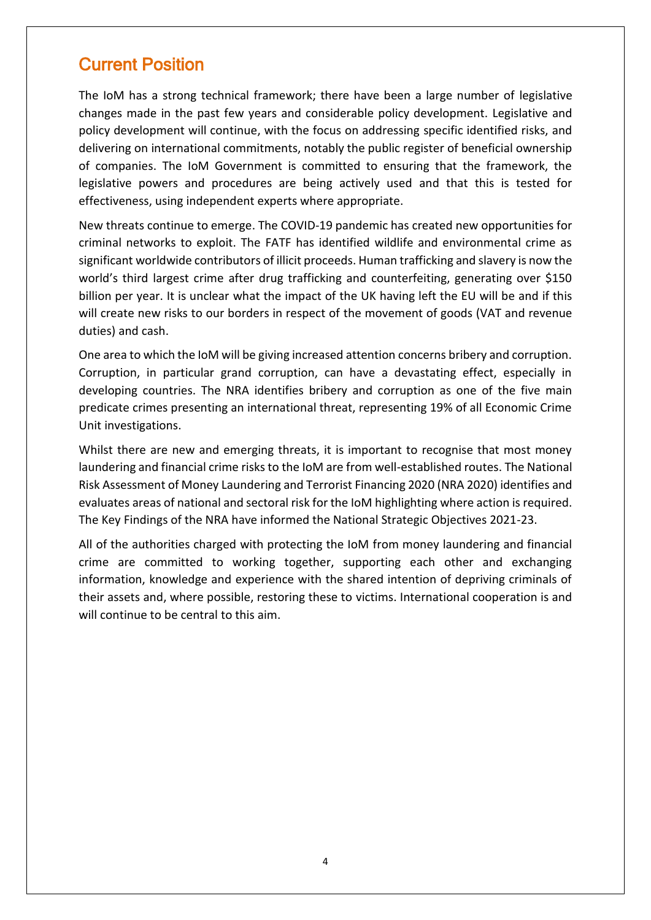## Current Position

The IoM has a strong technical framework; there have been a large number of legislative changes made in the past few years and considerable policy development. Legislative and policy development will continue, with the focus on addressing specific identified risks, and delivering on international commitments, notably the public register of beneficial ownership of companies. The IoM Government is committed to ensuring that the framework, the legislative powers and procedures are being actively used and that this is tested for effectiveness, using independent experts where appropriate.

New threats continue to emerge. The COVID-19 pandemic has created new opportunities for criminal networks to exploit. The FATF has identified wildlife and environmental crime as significant worldwide contributors of illicit proceeds. Human trafficking and slavery is now the world's third largest crime after drug trafficking and counterfeiting, generating over $150 billion per year. It is unclear what the impact of the UK having left the EU will be and if this will create new risks to our borders in respect of the movement of goods (VAT and revenue duties) and cash.

One area to which the IoM will be giving increased attention concerns bribery and corruption. Corruption, in particular grand corruption, can have a devastating effect, especially in developing countries. The NRA identifies bribery and corruption as one of the five main predicate crimes presenting an international threat, representing 19% of all Economic Crime Unit investigations.

Whilst there are new and emerging threats, it is important to recognise that most money laundering and financial crime risks to the IoM are from well-established routes. The National Risk Assessment of Money Laundering and Terrorist Financing 2020 (NRA 2020) identifies and evaluates areas of national and sectoral risk for the IoM highlighting where action is required. The Key Findings of the NRA have informed the National Strategic Objectives 2021-23.

All of the authorities charged with protecting the IoM from money laundering and financial crime are committed to working together, supporting each other and exchanging information, knowledge and experience with the shared intention of depriving criminals of their assets and, where possible, restoring these to victims. International cooperation is and will continue to be central to this aim.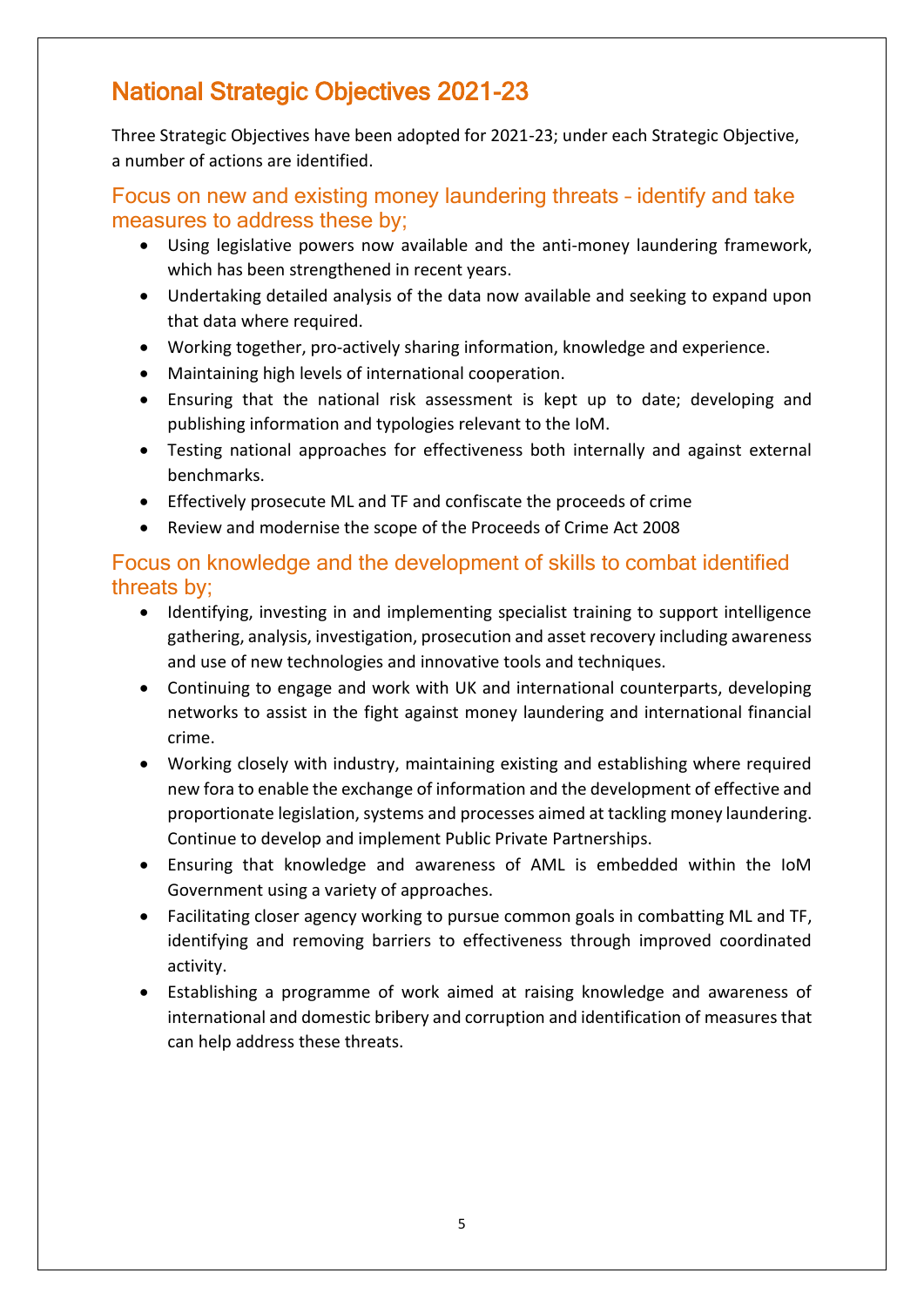# National Strategic Objectives 2021-23

Three Strategic Objectives have been adopted for 2021-23; under each Strategic Objective, a number of actions are identified.

## Focus on new and existing money laundering threats – identify and take measures to address these by;

- Using legislative powers now available and the anti-money laundering framework, which has been strengthened in recent years.
- Undertaking detailed analysis of the data now available and seeking to expand upon that data where required.
- Working together, pro-actively sharing information, knowledge and experience.
- Maintaining high levels of international cooperation.
- Ensuring that the national risk assessment is kept up to date; developing and publishing information and typologies relevant to the IoM.
- Testing national approaches for effectiveness both internally and against external benchmarks.
- Effectively prosecute ML and TF and confiscate the proceeds of crime
- Review and modernise the scope of the Proceeds of Crime Act 2008

## Focus on knowledge and the development of skills to combat identified threats by;

- Identifying, investing in and implementing specialist training to support intelligence gathering, analysis, investigation, prosecution and asset recovery including awareness and use of new technologies and innovative tools and techniques.
- Continuing to engage and work with UK and international counterparts, developing networks to assist in the fight against money laundering and international financial crime.
- Working closely with industry, maintaining existing and establishing where required new fora to enable the exchange of information and the development of effective and proportionate legislation, systems and processes aimed at tackling money laundering. Continue to develop and implement Public Private Partnerships.
- Ensuring that knowledge and awareness of AML is embedded within the IoM Government using a variety of approaches.
- Facilitating closer agency working to pursue common goals in combatting ML and TF, identifying and removing barriers to effectiveness through improved coordinated activity.
- Establishing a programme of work aimed at raising knowledge and awareness of international and domestic bribery and corruption and identification of measures that can help address these threats.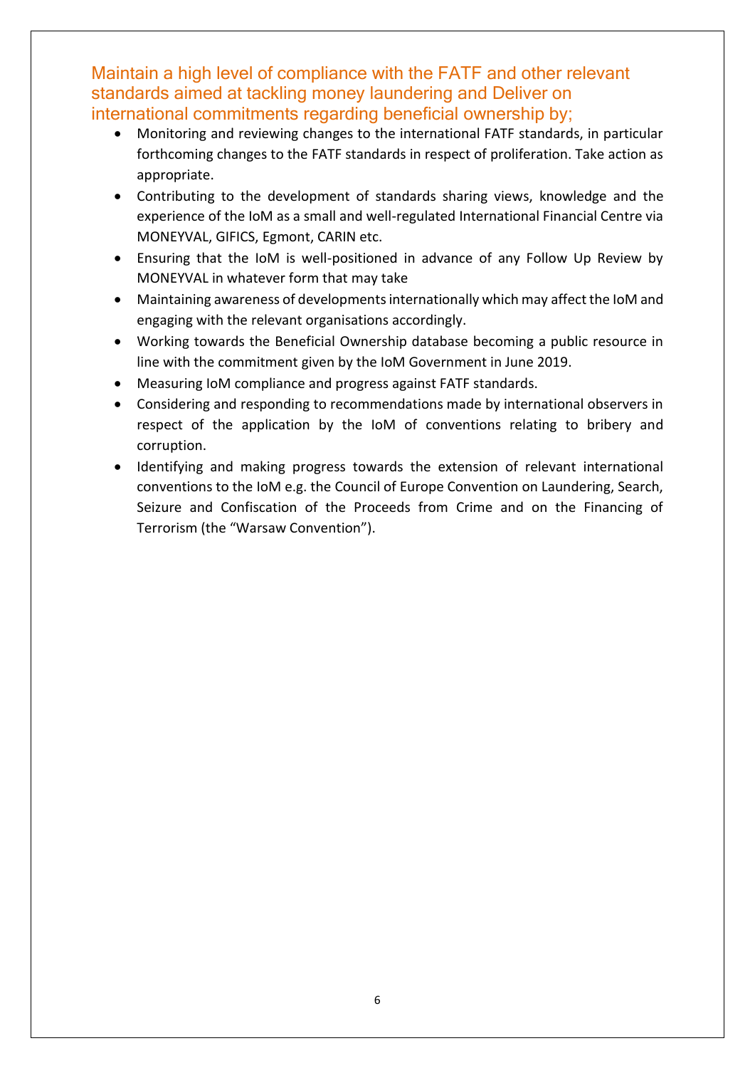## Maintain a high level of compliance with the FATF and other relevant standards aimed at tackling money laundering and Deliver on international commitments regarding beneficial ownership by;

- Monitoring and reviewing changes to the international FATF standards, in particular forthcoming changes to the FATF standards in respect of proliferation. Take action as appropriate.
- Contributing to the development of standards sharing views, knowledge and the experience of the IoM as a small and well-regulated International Financial Centre via MONEYVAL, GIFICS, Egmont, CARIN etc.
- Ensuring that the IoM is well-positioned in advance of any Follow Up Review by MONEYVAL in whatever form that may take
- Maintaining awareness of developments internationally which may affect the IoM and engaging with the relevant organisations accordingly.
- Working towards the Beneficial Ownership database becoming a public resource in line with the commitment given by the IoM Government in June 2019.
- Measuring IoM compliance and progress against FATF standards.
- Considering and responding to recommendations made by international observers in respect of the application by the IoM of conventions relating to bribery and corruption.
- Identifying and making progress towards the extension of relevant international conventions to the IoM e.g. the Council of Europe Convention on Laundering, Search, Seizure and Confiscation of the Proceeds from Crime and on the Financing of Terrorism (the "Warsaw Convention").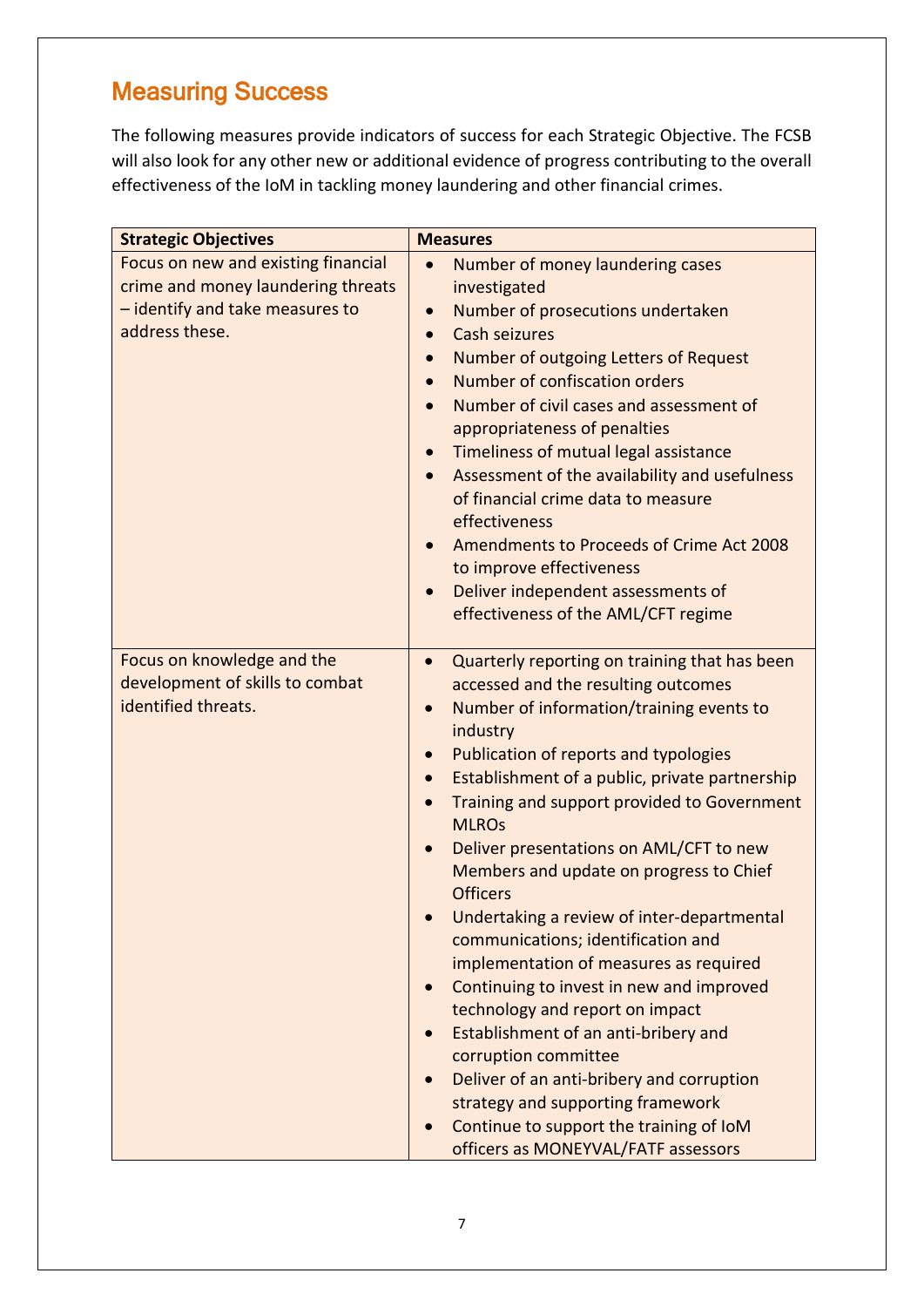## Measuring Success

The following measures provide indicators of success for each Strategic Objective. The FCSB will also look for any other new or additional evidence of progress contributing to the overall effectiveness of the IoM in tackling money laundering and other financial crimes.

| Strategic Objectives | Measures |
|---|---|
| Focus on new and existing financial crime and money laundering threats – identify and take measures to address these. | • Number of money laundering cases investigated<br>• Number of prosecutions undertaken<br>• Cash seizures<br>• Number of outgoing Letters of Request<br>• Number of confiscation orders<br>• Number of civil cases and assessment of appropriateness of penalties<br>• Timeliness of mutual legal assistance<br>• Assessment of the availability and usefulness of financial crime data to measure effectiveness<br>• Amendments to Proceeds of Crime Act 2008 to improve effectiveness<br>• Deliver independent assessments of effectiveness of the AML/CFT regime |
| Focus on knowledge and the development of skills to combat identified threats. | • Quarterly reporting on training that has been accessed and the resulting outcomes<br>• Number of information/training events to industry<br>• Publication of reports and typologies<br>• Establishment of a public, private partnership<br>• Training and support provided to Government MLROs<br>• Deliver presentations on AML/CFT to new Members and update on progress to Chief Officers<br>• Undertaking a review of inter-departmental communications; identification and implementation of measures as required<br>• Continuing to invest in new and improved technology and report on impact<br>• Establishment of an anti-bribery and corruption committee<br>• Deliver of an anti-bribery and corruption strategy and supporting framework<br>• Continue to support the training of IoM officers as MONEYVAL/FATF assessors |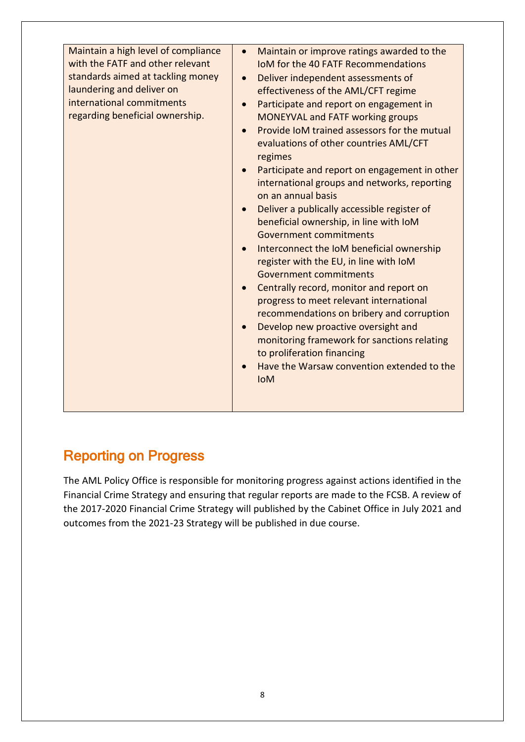| | |
|---|---|
| Maintain a high level of compliance with the FATF and other relevant standards aimed at tackling money laundering and deliver on international commitments regarding beneficial ownership. | • Maintain or improve ratings awarded to the IoM for the 40 FATF Recommendations<br>• Deliver independent assessments of effectiveness of the AML/CFT regime<br>• Participate and report on engagement in MONEYVAL and FATF working groups<br>• Provide IoM trained assessors for the mutual evaluations of other countries AML/CFT regimes<br>• Participate and report on engagement in other international groups and networks, reporting on an annual basis<br>• Deliver a publically accessible register of beneficial ownership, in line with IoM Government commitments<br>• Interconnect the IoM beneficial ownership register with the EU, in line with IoM Government commitments<br>• Centrally record, monitor and report on progress to meet relevant international recommendations on bribery and corruption<br>• Develop new proactive oversight and monitoring framework for sanctions relating to proliferation financing<br>• Have the Warsaw convention extended to the IoM |

## Reporting on Progress

The AML Policy Office is responsible for monitoring progress against actions identified in the Financial Crime Strategy and ensuring that regular reports are made to the FCSB. A review of the 2017-2020 Financial Crime Strategy will published by the Cabinet Office in July 2021 and outcomes from the 2021-23 Strategy will be published in due course.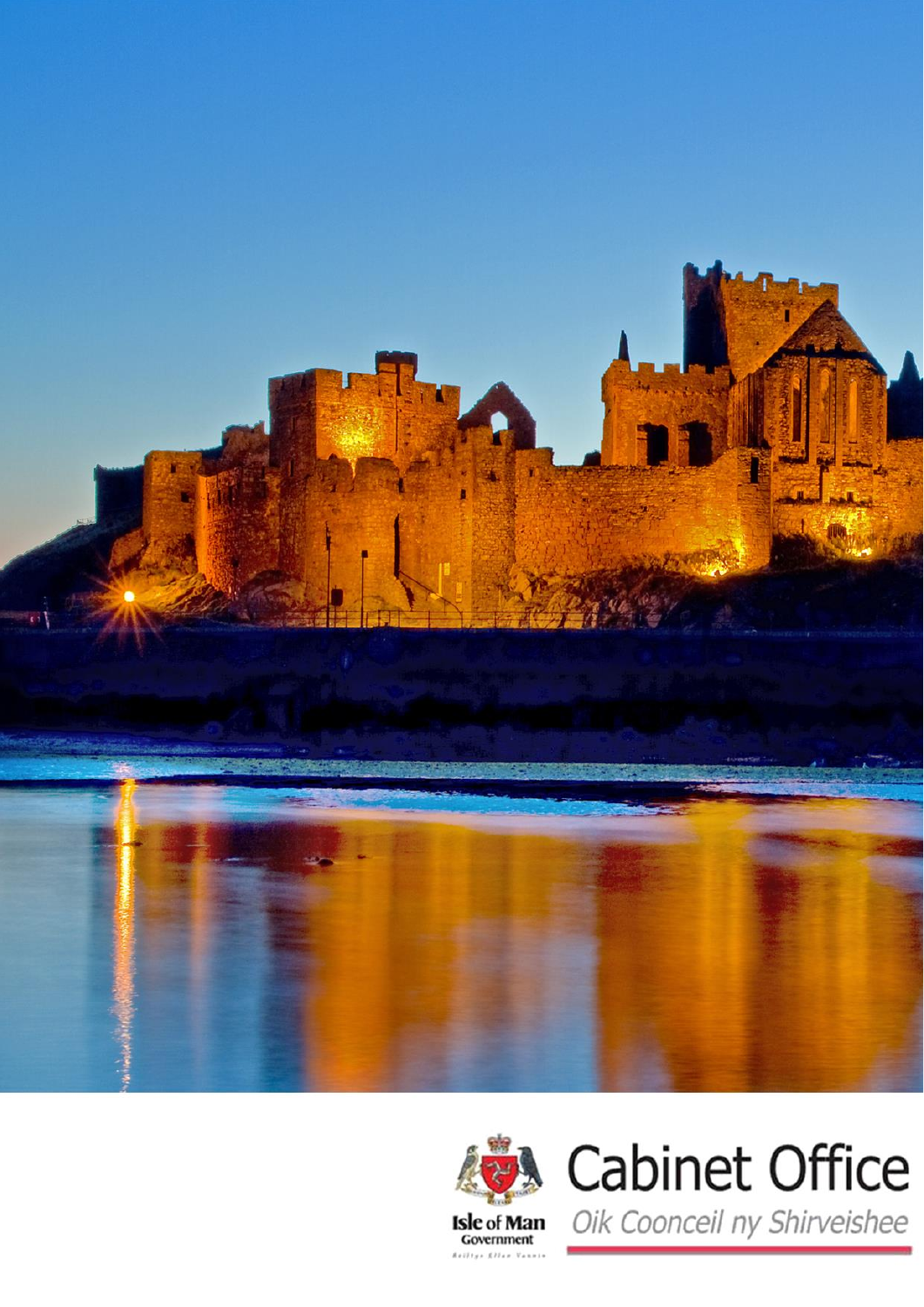Isle of Man Government

Reiltys Ellan Vannin

Cabinet Office

Oik Coonceil ny Shirveishee